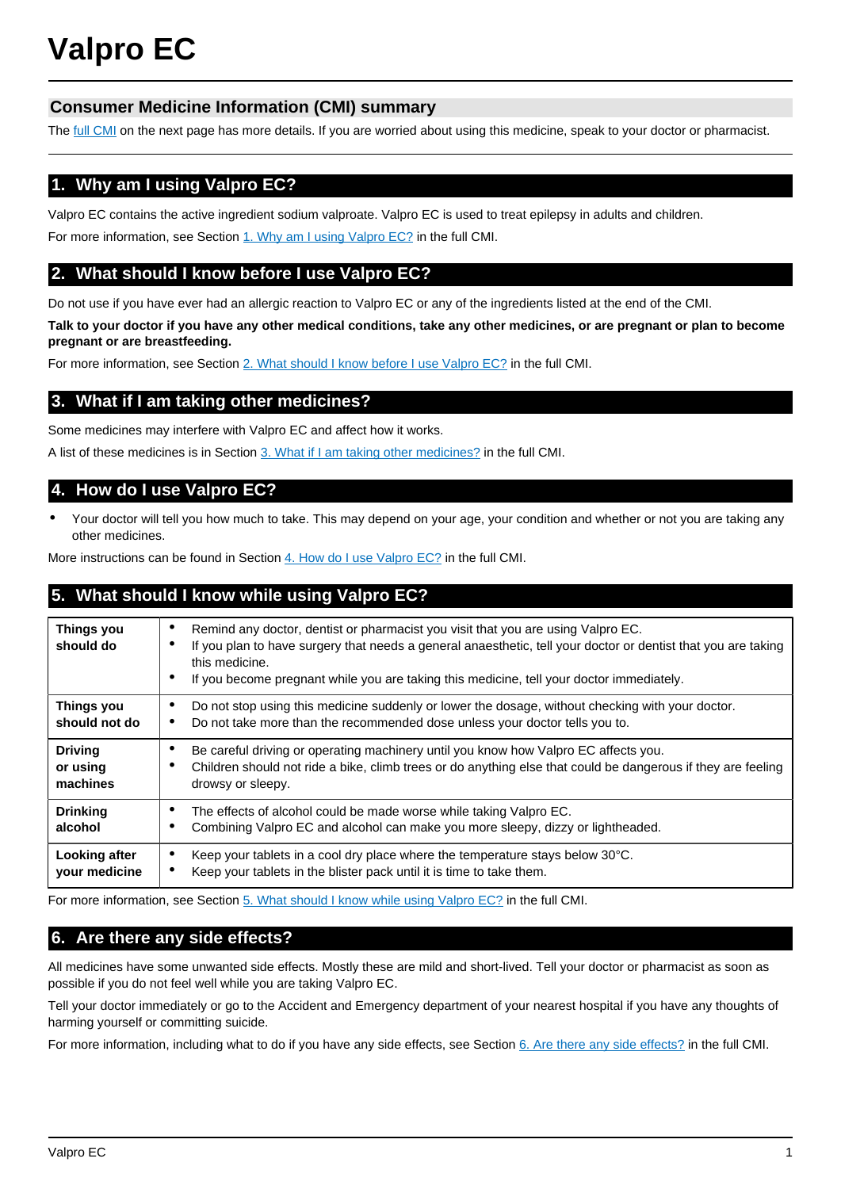# Valpro EC

## Consumer Medicine Information (CMI) summary

The full CMI on the next page has more details. If you are worried about using this medicine, speak to your doctor or pharmacist.

## 1. Why am I using Valpro EC?

Valpro EC contains the active ingredient sodium valproate. Valpro EC is used to treat epilepsy in adults and children.

For more information, see Section 1. Why am I using Valpro EC? in the full CMI.

## 2. What should I know before I use Valpro EC?

Do not use if you have ever had an allergic reaction to Valpro EC or any of the ingredients listed at the end of the CMI.

**Talk to your doctor if you have any other medical conditions, take any other medicines, or are pregnant or plan to become pregnant or are breastfeeding.**

For more information, see Section 2. What should I know before I use Valpro EC? in the full CMI.

## 3. What if I am taking other medicines?

Some medicines may interfere with Valpro EC and affect how it works.

A list of these medicines is in Section 3. What if I am taking other medicines? in the full CMI.

## 4. How do I use Valpro EC?

- Your doctor will tell you how much to take. This may depend on your age, your condition and whether or not you are taking any other medicines.

More instructions can be found in Section 4. How do I use Valpro EC? in the full CMI.

## 5. What should I know while using Valpro EC?

| | |
|---|---|
| **Things you should do** | • Remind any doctor, dentist or pharmacist you visit that you are using Valpro EC.<br>• If you plan to have surgery that needs a general anaesthetic, tell your doctor or dentist that you are taking this medicine.<br>• If you become pregnant while you are taking this medicine, tell your doctor immediately. |
| **Things you should not do** | • Do not stop using this medicine suddenly or lower the dosage, without checking with your doctor.<br>• Do not take more than the recommended dose unless your doctor tells you to. |
| **Driving or using machines** | • Be careful driving or operating machinery until you know how Valpro EC affects you.<br>• Children should not ride a bike, climb trees or do anything else that could be dangerous if they are feeling drowsy or sleepy. |
| **Drinking alcohol** | • The effects of alcohol could be made worse while taking Valpro EC.<br>• Combining Valpro EC and alcohol can make you more sleepy, dizzy or lightheaded. |
| **Looking after your medicine** | • Keep your tablets in a cool dry place where the temperature stays below 30°C.<br>• Keep your tablets in the blister pack until it is time to take them. |

For more information, see Section 5. What should I know while using Valpro EC? in the full CMI.

## 6. Are there any side effects?

All medicines have some unwanted side effects. Mostly these are mild and short-lived. Tell your doctor or pharmacist as soon as possible if you do not feel well while you are taking Valpro EC.

Tell your doctor immediately or go to the Accident and Emergency department of your nearest hospital if you have any thoughts of harming yourself or committing suicide.

For more information, including what to do if you have any side effects, see Section 6. Are there any side effects? in the full CMI.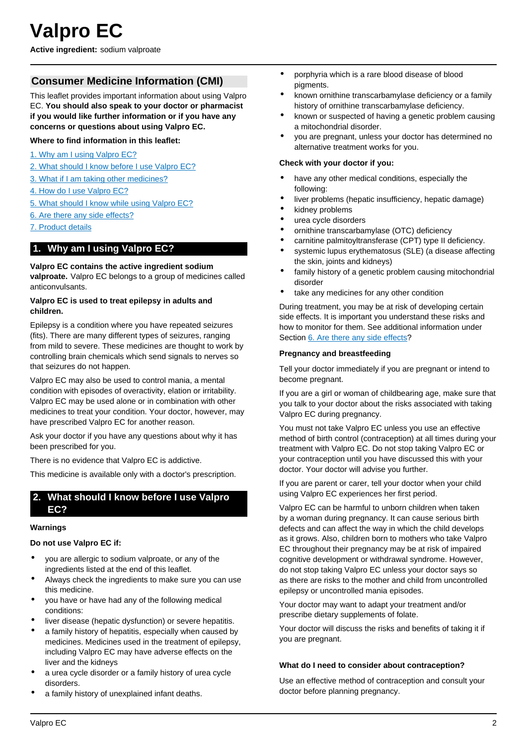# Valpro EC

**Active ingredient:** sodium valproate

## Consumer Medicine Information (CMI)

This leaflet provides important information about using Valpro EC. **You should also speak to your doctor or pharmacist if you would like further information or if you have any concerns or questions about using Valpro EC.**

**Where to find information in this leaflet:**

1. Why am I using Valpro EC?
2. What should I know before I use Valpro EC?
3. What if I am taking other medicines?
4. How do I use Valpro EC?
5. What should I know while using Valpro EC?
6. Are there any side effects?
7. Product details

## 1. Why am I using Valpro EC?

**Valpro EC contains the active ingredient sodium valproate.** Valpro EC belongs to a group of medicines called anticonvulsants.

**Valpro EC is used to treat epilepsy in adults and children.**

Epilepsy is a condition where you have repeated seizures (fits). There are many different types of seizures, ranging from mild to severe. These medicines are thought to work by controlling brain chemicals which send signals to nerves so that seizures do not happen.

Valpro EC may also be used to control mania, a mental condition with episodes of overactivity, elation or irritability. Valpro EC may be used alone or in combination with other medicines to treat your condition. Your doctor, however, may have prescribed Valpro EC for another reason.

Ask your doctor if you have any questions about why it has been prescribed for you.

There is no evidence that Valpro EC is addictive.

This medicine is available only using a doctor's prescription.

## 2. What should I know before I use Valpro EC?

**Warnings**

**Do not use Valpro EC if:**

- you are allergic to sodium valproate, or any of the ingredients listed at the end of this leaflet.
- Always check the ingredients to make sure you can use this medicine.
- you have or have had any of the following medical conditions:
- liver disease (hepatic dysfunction) or severe hepatitis.
- a family history of hepatitis, especially when caused by medicines. Medicines used in the treatment of epilepsy, including Valpro EC may have adverse effects on the liver and the kidneys
- a urea cycle disorder or a family history of urea cycle disorders.
- a family history of unexplained infant deaths.
- porphyria which is a rare blood disease of blood pigments.
- known ornithine transcarbamylase deficiency or a family history of ornithine transcarbamylase deficiency.
- known or suspected of having a genetic problem causing a mitochondrial disorder.
- you are pregnant, unless your doctor has determined no alternative treatment works for you.

**Check with your doctor if you:**

- have any other medical conditions, especially the following:
- liver problems (hepatic insufficiency, hepatic damage)
- kidney problems
- urea cycle disorders
- ornithine transcarbamylase (OTC) deficiency
- carnitine palmitoyltransferase (CPT) type II deficiency.
- systemic lupus erythematosus (SLE) (a disease affecting the skin, joints and kidneys)
- family history of a genetic problem causing mitochondrial disorder
- take any medicines for any other condition

During treatment, you may be at risk of developing certain side effects. It is important you understand these risks and how to monitor for them. See additional information under Section 6. Are there any side effects?

**Pregnancy and breastfeeding**

Tell your doctor immediately if you are pregnant or intend to become pregnant.

If you are a girl or woman of childbearing age, make sure that you talk to your doctor about the risks associated with taking Valpro EC during pregnancy.

You must not take Valpro EC unless you use an effective method of birth control (contraception) at all times during your treatment with Valpro EC. Do not stop taking Valpro EC or your contraception until you have discussed this with your doctor. Your doctor will advise you further.

If you are parent or carer, tell your doctor when your child using Valpro EC experiences her first period.

Valpro EC can be harmful to unborn children when taken by a woman during pregnancy. It can cause serious birth defects and can affect the way in which the child develops as it grows. Also, children born to mothers who take Valpro EC throughout their pregnancy may be at risk of impaired cognitive development or withdrawal syndrome. However, do not stop taking Valpro EC unless your doctor says so as there are risks to the mother and child from uncontrolled epilepsy or uncontrolled mania episodes.

Your doctor may want to adapt your treatment and/or prescribe dietary supplements of folate.

Your doctor will discuss the risks and benefits of taking it if you are pregnant.

**What do I need to consider about contraception?**

Use an effective method of contraception and consult your doctor before planning pregnancy.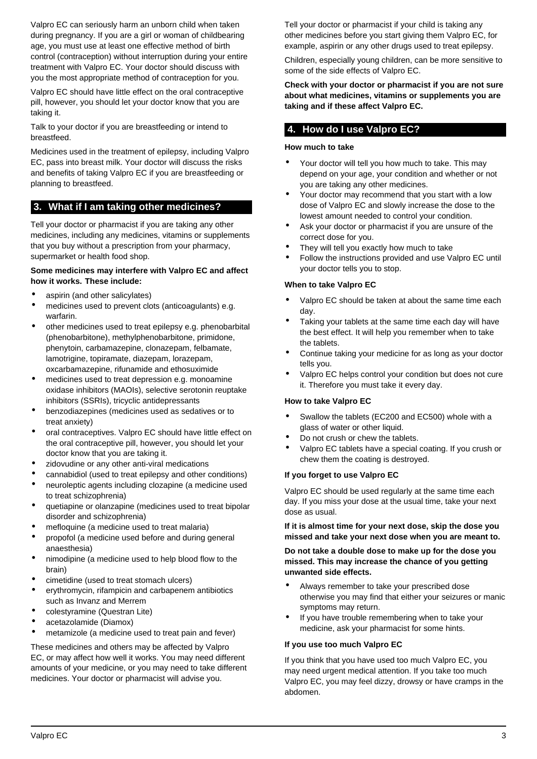Valpro EC can seriously harm an unborn child when taken during pregnancy. If you are a girl or woman of childbearing age, you must use at least one effective method of birth control (contraception) without interruption during your entire treatment with Valpro EC. Your doctor should discuss with you the most appropriate method of contraception for you.

Valpro EC should have little effect on the oral contraceptive pill, however, you should let your doctor know that you are taking it.

Talk to your doctor if you are breastfeeding or intend to breastfeed.

Medicines used in the treatment of epilepsy, including Valpro EC, pass into breast milk. Your doctor will discuss the risks and benefits of taking Valpro EC if you are breastfeeding or planning to breastfeed.

## 3. What if I am taking other medicines?

Tell your doctor or pharmacist if you are taking any other medicines, including any medicines, vitamins or supplements that you buy without a prescription from your pharmacy, supermarket or health food shop.

**Some medicines may interfere with Valpro EC and affect how it works. These include:**

- aspirin (and other salicylates)
- medicines used to prevent clots (anticoagulants) e.g. warfarin.
- other medicines used to treat epilepsy e.g. phenobarbital (phenobarbitone), methylphenobarbitone, primidone, phenytoin, carbamazepine, clonazepam, felbamate, lamotrigine, topiramate, diazepam, lorazepam, oxcarbamazepine, rifunamide and ethosuximide
- medicines used to treat depression e.g. monoamine oxidase inhibitors (MAOIs), selective serotonin reuptake inhibitors (SSRIs), tricyclic antidepressants
- benzodiazepines (medicines used as sedatives or to treat anxiety)
- oral contraceptives. Valpro EC should have little effect on the oral contraceptive pill, however, you should let your doctor know that you are taking it.
- zidovudine or any other anti-viral medications
- cannabidiol (used to treat epilepsy and other conditions)
- neuroleptic agents including clozapine (a medicine used to treat schizophrenia)
- quetiapine or olanzapine (medicines used to treat bipolar disorder and schizophrenia)
- mefloquine (a medicine used to treat malaria)
- propofol (a medicine used before and during general anaesthesia)
- nimodipine (a medicine used to help blood flow to the brain)
- cimetidine (used to treat stomach ulcers)
- erythromycin, rifampicin and carbapenem antibiotics such as Invanz and Merrem
- colestyramine (Questran Lite)
- acetazolamide (Diamox)
- metamizole (a medicine used to treat pain and fever)

These medicines and others may be affected by Valpro EC, or may affect how well it works. You may need different amounts of your medicine, or you may need to take different medicines. Your doctor or pharmacist will advise you.

Tell your doctor or pharmacist if your child is taking any other medicines before you start giving them Valpro EC, for example, aspirin or any other drugs used to treat epilepsy.

Children, especially young children, can be more sensitive to some of the side effects of Valpro EC.

**Check with your doctor or pharmacist if you are not sure about what medicines, vitamins or supplements you are taking and if these affect Valpro EC.**

## 4. How do I use Valpro EC?

**How much to take**

- Your doctor will tell you how much to take. This may depend on your age, your condition and whether or not you are taking any other medicines.
- Your doctor may recommend that you start with a low dose of Valpro EC and slowly increase the dose to the lowest amount needed to control your condition.
- Ask your doctor or pharmacist if you are unsure of the correct dose for you.
- They will tell you exactly how much to take
- Follow the instructions provided and use Valpro EC until your doctor tells you to stop.

**When to take Valpro EC**

- Valpro EC should be taken at about the same time each day.
- Taking your tablets at the same time each day will have the best effect. It will help you remember when to take the tablets.
- Continue taking your medicine for as long as your doctor tells you.
- Valpro EC helps control your condition but does not cure it. Therefore you must take it every day.

**How to take Valpro EC**

- Swallow the tablets (EC200 and EC500) whole with a glass of water or other liquid.
- Do not crush or chew the tablets.
- Valpro EC tablets have a special coating. If you crush or chew them the coating is destroyed.

**If you forget to use Valpro EC**

Valpro EC should be used regularly at the same time each day. If you miss your dose at the usual time, take your next dose as usual.

**If it is almost time for your next dose, skip the dose you missed and take your next dose when you are meant to.**

**Do not take a double dose to make up for the dose you missed. This may increase the chance of you getting unwanted side effects.**

- Always remember to take your prescribed dose otherwise you may find that either your seizures or manic symptoms may return.
- If you have trouble remembering when to take your medicine, ask your pharmacist for some hints.

**If you use too much Valpro EC**

If you think that you have used too much Valpro EC, you may need urgent medical attention. If you take too much Valpro EC, you may feel dizzy, drowsy or have cramps in the abdomen.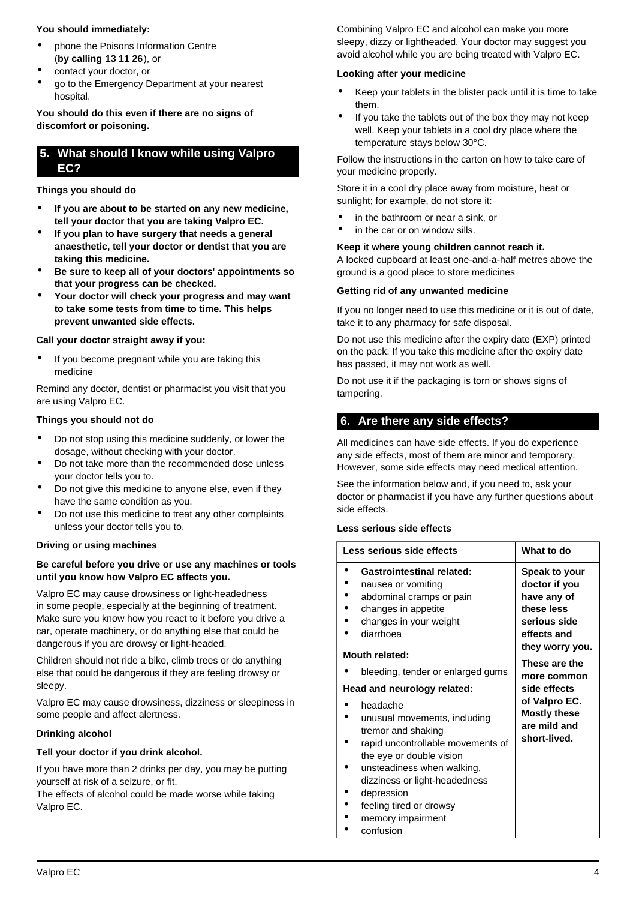**You should immediately:**

- phone the Poisons Information Centre (**by calling 13 11 26**), or
- contact your doctor, or
- go to the Emergency Department at your nearest hospital.

**You should do this even if there are no signs of discomfort or poisoning.**

## 5. What should I know while using Valpro EC?

**Things you should do**

- **If you are about to be started on any new medicine, tell your doctor that you are taking Valpro EC.**
- **If you plan to have surgery that needs a general anaesthetic, tell your doctor or dentist that you are taking this medicine.**
- **Be sure to keep all of your doctors' appointments so that your progress can be checked.**
- **Your doctor will check your progress and may want to take some tests from time to time. This helps prevent unwanted side effects.**

**Call your doctor straight away if you:**

- If you become pregnant while you are taking this medicine

Remind any doctor, dentist or pharmacist you visit that you are using Valpro EC.

**Things you should not do**

- Do not stop using this medicine suddenly, or lower the dosage, without checking with your doctor.
- Do not take more than the recommended dose unless your doctor tells you to.
- Do not give this medicine to anyone else, even if they have the same condition as you.
- Do not use this medicine to treat any other complaints unless your doctor tells you to.

**Driving or using machines**

**Be careful before you drive or use any machines or tools until you know how Valpro EC affects you.**

Valpro EC may cause drowsiness or light-headedness in some people, especially at the beginning of treatment. Make sure you know how you react to it before you drive a car, operate machinery, or do anything else that could be dangerous if you are drowsy or light-headed.

Children should not ride a bike, climb trees or do anything else that could be dangerous if they are feeling drowsy or sleepy.

Valpro EC may cause drowsiness, dizziness or sleepiness in some people and affect alertness.

**Drinking alcohol**

**Tell your doctor if you drink alcohol.**

If you have more than 2 drinks per day, you may be putting yourself at risk of a seizure, or fit.
The effects of alcohol could be made worse while taking Valpro EC.

Combining Valpro EC and alcohol can make you more sleepy, dizzy or lightheaded. Your doctor may suggest you avoid alcohol while you are being treated with Valpro EC.

**Looking after your medicine**

- Keep your tablets in the blister pack until it is time to take them.
- If you take the tablets out of the box they may not keep well. Keep your tablets in a cool dry place where the temperature stays below 30°C.

Follow the instructions in the carton on how to take care of your medicine properly.

Store it in a cool dry place away from moisture, heat or sunlight; for example, do not store it:

- in the bathroom or near a sink, or
- in the car or on window sills.

**Keep it where young children cannot reach it.**
A locked cupboard at least one-and-a-half metres above the ground is a good place to store medicines

**Getting rid of any unwanted medicine**

If you no longer need to use this medicine or it is out of date, take it to any pharmacy for safe disposal.

Do not use this medicine after the expiry date (EXP) printed on the pack. If you take this medicine after the expiry date has passed, it may not work as well.

Do not use it if the packaging is torn or shows signs of tampering.

## 6. Are there any side effects?

All medicines can have side effects. If you do experience any side effects, most of them are minor and temporary. However, some side effects may need medical attention.

See the information below and, if you need to, ask your doctor or pharmacist if you have any further questions about side effects.

**Less serious side effects**

| Less serious side effects | What to do |
|---|---|
| **Gastrointestinal related:**<br>• nausea or vomiting<br>• abdominal cramps or pain<br>• changes in appetite<br>• changes in your weight<br>• diarrhoea<br><br>**Mouth related:**<br>• bleeding, tender or enlarged gums<br><br>**Head and neurology related:**<br>• headache<br>• unusual movements, including tremor and shaking<br>• rapid uncontrollable movements of the eye or double vision<br>• unsteadiness when walking, dizziness or light-headedness<br>• depression<br>• feeling tired or drowsy<br>• memory impairment<br>• confusion | **Speak to your doctor if you have any of these less serious side effects and they worry you.**<br><br>**These are the more common side effects of Valpro EC. Mostly these are mild and short-lived.** |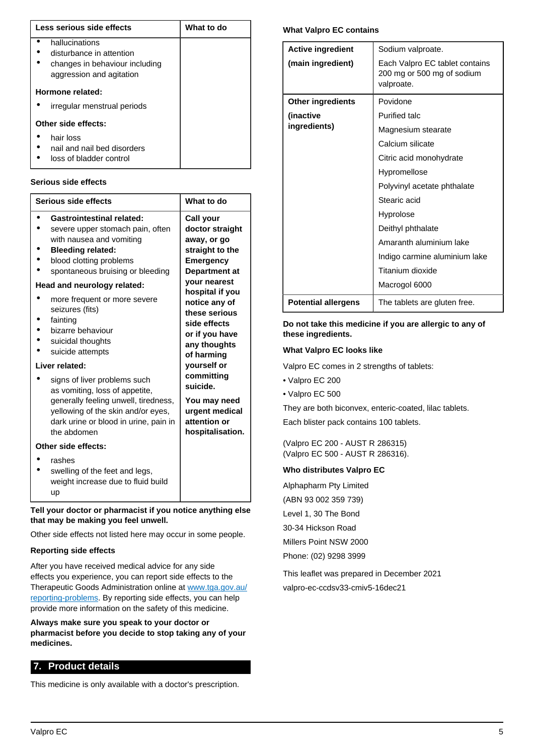| Less serious side effects | What to do |
| --- | --- |
| • hallucinations<br>• disturbance in attention<br>• changes in behaviour including aggression and agitation<br>**Hormone related:**<br>• irregular menstrual periods<br>**Other side effects:**<br>• hair loss<br>• nail and nail bed disorders<br>• loss of bladder control | |

**Serious side effects**

| Serious side effects | What to do |
| --- | --- |
| • **Gastrointestinal related:**<br>• severe upper stomach pain, often with nausea and vomiting<br>• **Bleeding related:**<br>• blood clotting problems<br>• spontaneous bruising or bleeding<br>**Head and neurology related:**<br>• more frequent or more severe seizures (fits)<br>• fainting<br>• bizarre behaviour<br>• suicidal thoughts<br>• suicide attempts<br>**Liver related:**<br>• signs of liver problems such as vomiting, loss of appetite, generally feeling unwell, tiredness, yellowing of the skin and/or eyes, dark urine or blood in urine, pain in the abdomen<br>**Other side effects:**<br>• rashes<br>• swelling of the feet and legs, weight increase due to fluid build up | **Call your doctor straight away, or go straight to the Emergency Department at your nearest hospital if you notice any of these serious side effects or if you have any thoughts of harming yourself or committing suicide.**<br>**You may need urgent medical attention or hospitalisation.** |

**Tell your doctor or pharmacist if you notice anything else that may be making you feel unwell.**

Other side effects not listed here may occur in some people.

**Reporting side effects**

After you have received medical advice for any side effects you experience, you can report side effects to the Therapeutic Goods Administration online at www.tga.gov.au/reporting-problems. By reporting side effects, you can help provide more information on the safety of this medicine.

**Always make sure you speak to your doctor or pharmacist before you decide to stop taking any of your medicines.**

## 7. Product details

This medicine is only available with a doctor's prescription.

**What Valpro EC contains**

| Active ingredient (main ingredient) | Sodium valproate.<br>Each Valpro EC tablet contains 200 mg or 500 mg of sodium valproate. |
| --- | --- |
| Other ingredients (inactive ingredients) | Povidone<br>Purified talc<br>Magnesium stearate<br>Calcium silicate<br>Citric acid monohydrate<br>Hypromellose<br>Polyvinyl acetate phthalate<br>Stearic acid<br>Hyprolose<br>Deithyl phthalate<br>Amaranth aluminium lake<br>Indigo carmine aluminium lake<br>Titanium dioxide<br>Macrogol 6000 |
| Potential allergens | The tablets are gluten free. |

**Do not take this medicine if you are allergic to any of these ingredients.**

**What Valpro EC looks like**

Valpro EC comes in 2 strengths of tablets:

• Valpro EC 200

• Valpro EC 500

They are both biconvex, enteric-coated, lilac tablets.

Each blister pack contains 100 tablets.

(Valpro EC 200 - AUST R 286315)
(Valpro EC 500 - AUST R 286316).

**Who distributes Valpro EC**

Alphapharm Pty Limited

(ABN 93 002 359 739)

Level 1, 30 The Bond

30-34 Hickson Road

Millers Point NSW 2000

Phone: (02) 9298 3999

This leaflet was prepared in December 2021

valpro-ec-ccdsv33-cmiv5-16dec21